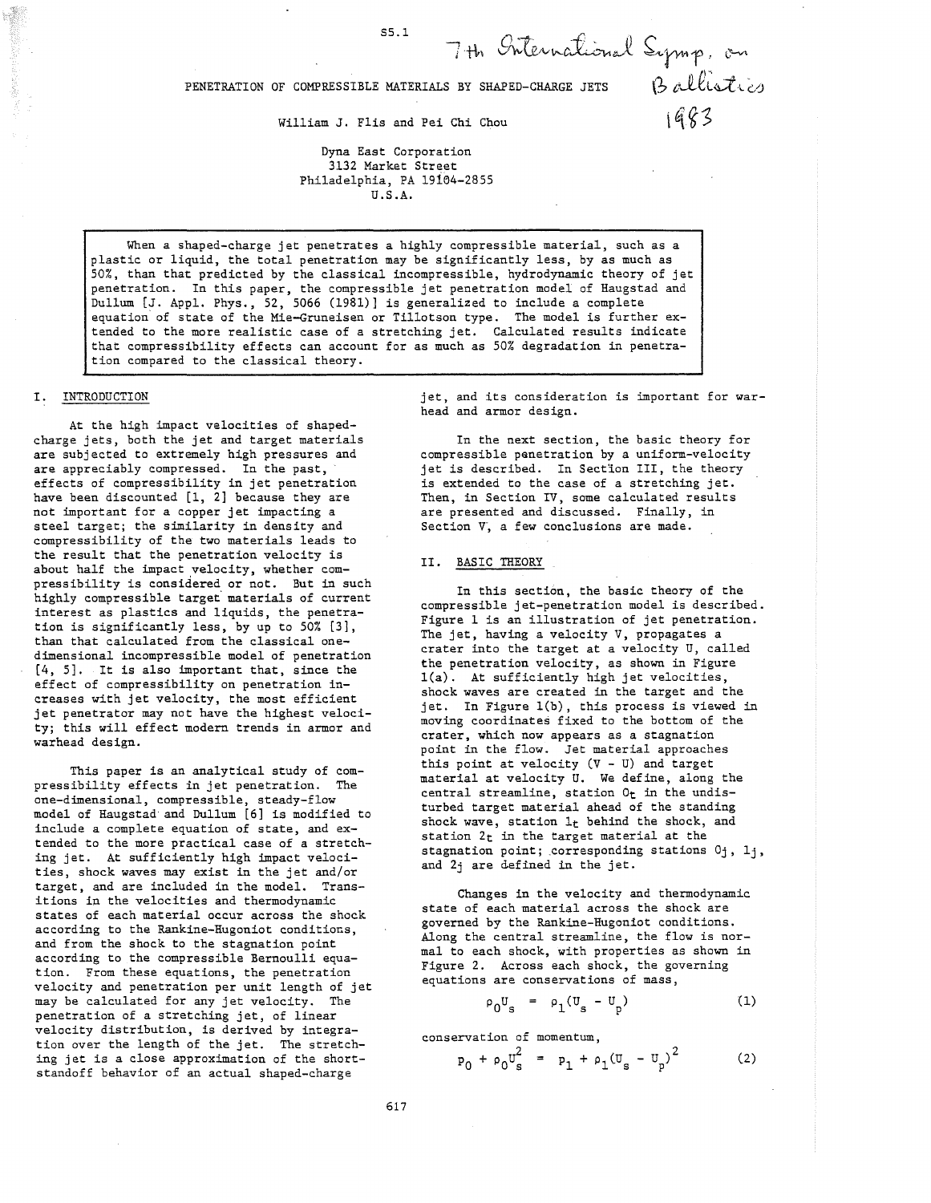# PENETRATION OF COMPRESSIBLE MATERIALS BY SHAPED-CHARGE JETS

7th International Symp. on Ballistics 1983

William J. Flis and Pei Chi Chou

Dyna East Corporation
3132 Market Street
Philadelphia, PA 19104-2855
U.S.A.

When a shaped-charge jet penetrates a highly compressible material, such as a plastic or liquid, the total penetration may be significantly less, by as much as 50%, than that predicted by the classical incompressible, hydrodynamic theory of jet penetration. In this paper, the compressible jet penetration model of Haugstad and Dullum [J. Appl. Phys., 52, 5066 (1981)] is generalized to include a complete equation of state of the Mie-Gruneisen or Tillotson type. The model is further extended to the more realistic case of a stretching jet. Calculated results indicate that compressibility effects can account for as much as 50% degradation in penetration compared to the classical theory.

## I. INTRODUCTION

At the high impact velocities of shaped-charge jets, both the jet and target materials are subjected to extremely high pressures and are appreciably compressed. In the past, effects of compressibility in jet penetration have been discounted [1, 2] because they are not important for a copper jet impacting a steel target; the similarity in density and compressibility of the two materials leads to the result that the penetration velocity is about half the impact velocity, whether compressibility is considered or not. But in such highly compressible target materials of current interest as plastics and liquids, the penetration is significantly less, by up to 50% [3], than that calculated from the classical one-dimensional incompressible model of penetration [4, 5]. It is also important that, since the effect of compressibility on penetration increases with jet velocity, the most efficient jet penetrator may not have the highest velocity; this will effect modern trends in armor and warhead design.

This paper is an analytical study of compressibility effects in jet penetration. The one-dimensional, compressible, steady-flow model of Haugstad and Dullum [6] is modified to include a complete equation of state, and extended to the more practical case of a stretching jet. At sufficiently high impact velocities, shock waves may exist in the jet and/or target, and are included in the model. Transitions in the velocities and thermodynamic states of each material occur across the shock according to the Rankine-Hugoniot conditions, and from the shock to the stagnation point according to the compressible Bernoulli equation. From these equations, the penetration velocity and penetration per unit length of jet may be calculated for any jet velocity. The penetration of a stretching jet, of linear velocity distribution, is derived by integration over the length of the jet. The stretching jet is a close approximation of the short-standoff behavior of an actual shaped-charge jet, and its consideration is important for warhead and armor design.

In the next section, the basic theory for compressible penetration by a uniform-velocity jet is described. In Section III, the theory is extended to the case of a stretching jet. Then, in Section IV, some calculated results are presented and discussed. Finally, in Section V, a few conclusions are made.

## II. BASIC THEORY

In this section, the basic theory of the compressible jet-penetration model is described. Figure 1 is an illustration of jet penetration. The jet, having a velocity V, propagates a crater into the target at a velocity U, called the penetration velocity, as shown in Figure 1(a). At sufficiently high jet velocities, shock waves are created in the target and the jet. In Figure 1(b), this process is viewed in moving coordinates fixed to the bottom of the crater, which now appears as a stagnation point in the flow. Jet material approaches this point at velocity (V - U) and target material at velocity U. We define, along the central streamline, station $0_t$ in the undisturbed target material ahead of the standing shock wave, station $1_t$ behind the shock, and station $2_t$ in the target material at the stagnation point; corresponding stations $0_j$, $1_j$, and $2_j$ are defined in the jet.

Changes in the velocity and thermodynamic state of each material across the shock are governed by the Rankine-Hugoniot conditions. Along the central streamline, the flow is normal to each shock, with properties as shown in Figure 2. Across each shock, the governing equations are conservations of mass,

$$\rho_0 U_s = \rho_1 (U_s - U_p) \tag{1}$$

conservation of momentum,

$$p_0 + \rho_0 U_s^2 = p_1 + \rho_1 (U_s - U_p)^2 \tag{2}$$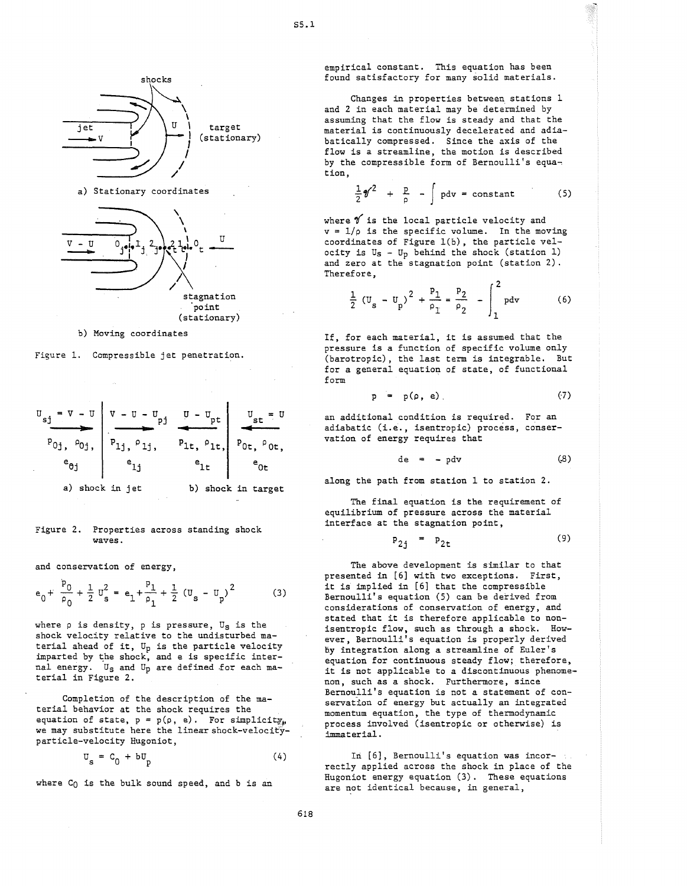a) Stationary coordinates

b) Moving coordinates

Figure 1. Compressible jet penetration.

| $U_{sj} = V - U$ | $V - U - U_{pj}$ | $U - U_{pt}$ | $U_{st} = U$ |
|---|---|---|---|
| $p_{0j}$, $\rho_{0j}$, $e_{0j}$ | $p_{1j}$, $\rho_{1j}$, $e_{1j}$ | $p_{1t}$, $\rho_{1t}$, $e_{1t}$ | $p_{0t}$, $\rho_{0t}$, $e_{0t}$ |
| a) shock in jet | | b) shock in target | |

Figure 2. Properties across standing shock waves.

and conservation of energy,

$$e_0 + \frac{p_0}{\rho_0} + \frac{1}{2}U_s^2 = e_1 + \frac{p_1}{\rho_1} + \frac{1}{2}(U_s - U_p)^2 \tag{3}$$

where $\rho$ is density, $p$ is pressure, $U_s$ is the shock velocity relative to the undisturbed material ahead of it, $U_p$ is the particle velocity imparted by the shock, and $e$ is specific internal energy. $U_s$ and $U_p$ are defined for each material in Figure 2.

Completion of the description of the material behavior at the shock requires the equation of state, $p = p(\rho, e)$. For simplicity, we may substitute here the linear shock-velocity-particle-velocity Hugoniot,

$$U_s = C_0 + bU_p \tag{4}$$

where $C_0$ is the bulk sound speed, and $b$ is an empirical constant. This equation has been found satisfactory for many solid materials.

Changes in properties between stations 1 and 2 in each material may be determined by assuming that the flow is steady and that the material is continuously decelerated and adiabatically compressed. Since the axis of the flow is a streamline, the motion is described by the compressible form of Bernoulli's equation,

$$\frac{1}{2}\mathcal{V}^2 + \frac{p}{\rho} - \int p\,dv = \text{constant} \tag{5}$$

where $\mathcal{V}$ is the local particle velocity and $v = 1/\rho$ is the specific volume. In the moving coordinates of Figure 1(b), the particle velocity is $U_s - U_p$ behind the shock (station 1) and zero at the stagnation point (station 2). Therefore,

$$\frac{1}{2}(U_s - U_p)^2 + \frac{p_1}{\rho_1} = \frac{p_2}{\rho_2} - \int_1^2 p\,dv \tag{6}$$

If, for each material, it is assumed that the pressure is a function of specific volume only (barotropic), the last term is integrable. But for a general equation of state, of functional form

$$p = p(\rho, e) \tag{7}$$

an additional condition is required. For an adiabatic (i.e., isentropic) process, conservation of energy requires that

$$de = -p\,dv \tag{8}$$

along the path from station 1 to station 2.

The final equation is the requirement of equilibrium of pressure across the material interface at the stagnation point,

$$p_{2j} = p_{2t} \tag{9}$$

The above development is similar to that presented in [6] with two exceptions. First, it is implied in [6] that the compressible Bernoulli's equation (5) can be derived from considerations of conservation of energy, and stated that it is therefore applicable to non-isentropic flow, such as through a shock. However, Bernoulli's equation is properly derived by integration along a streamline of Euler's equation for continuous steady flow; therefore, it is not applicable to a discontinuous phenomenon, such as a shock. Furthermore, since Bernoulli's equation is not a statement of conservation of energy but actually an integrated momentum equation, the type of thermodynamic process involved (isentropic or otherwise) is immaterial.

In [6], Bernoulli's equation was incorrectly applied across the shock in place of the Hugoniot energy equation (3). These equations are not identical because, in general,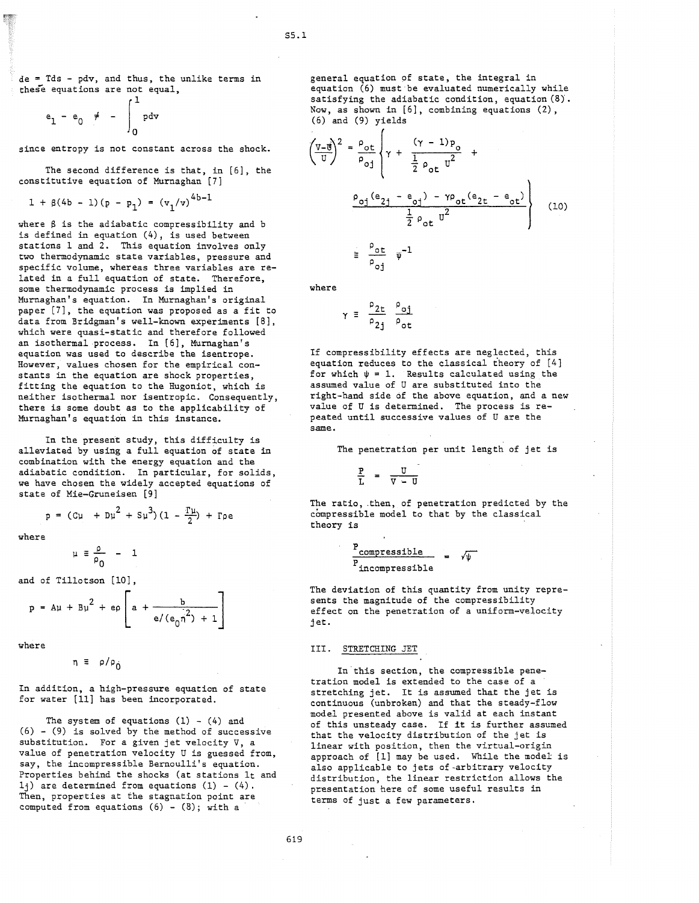$de = Tds - pdv$, and thus, the unlike terms in these equations are not equal,

$$e_1 - e_0 \neq - \int_0^1 pdv$$

since entropy is not constant across the shock.

The second difference is that, in [6], the constitutive equation of Murnaghan [7]

$$1 + \beta(4b - 1)(p - p_1) = (v_1/v)^{4b-1}$$

where $\beta$ is the adiabatic compressibility and $b$ is defined in equation (4), is used between stations 1 and 2. This equation involves only two thermodynamic state variables, pressure and specific volume, whereas three variables are related in a full equation of state. Therefore, some thermodynamic process is implied in Murnaghan's equation. In Murnaghan's original paper [7], the equation was proposed as a fit to data from Bridgman's well-known experiments [8], which were quasi-static and therefore followed an isothermal process. In [6], Murnaghan's equation was used to describe the isentrope. However, values chosen for the empirical constants in the equation are shock properties, fitting the equation to the Hugoniot, which is neither isothermal nor isentropic. Consequently, there is some doubt as to the applicability of Murnaghan's equation in this instance.

In the present study, this difficulty is alleviated by using a full equation of state in combination with the energy equation and the adiabatic condition. In particular, for solids, we have chosen the widely accepted equations of state of Mie-Gruneisen [9]

$$p = (C\mu + D\mu^2 + S\mu^3)(1 - \frac{\Gamma\mu}{2}) + \Gamma\rho e$$

where

$$\mu \equiv \frac{\rho}{\rho_0} - 1$$

and of Tillotson [10],

$$p = A\mu + B\mu^2 + e\rho \left[ a + \frac{b}{e/(e_0\eta^2) + 1} \right]$$

where

$$\eta \equiv \rho/\rho_0$$

In addition, a high-pressure equation of state for water [11] has been incorporated.

The system of equations (1) - (4) and (6) - (9) is solved by the method of successive substitution. For a given jet velocity $V$, a value of penetration velocity $U$ is guessed from, say, the incompressible Bernoulli's equation. Properties behind the shocks (at stations 1t and 1j) are determined from equations (1) - (4). Then, properties at the stagnation point are computed from equations (6) - (8); with a general equation of state, the integral in equation (6) must be evaluated numerically while satisfying the adiabatic condition, equation (8). Now, as shown in [6], combining equations (2), (6) and (9) yields

$$\left(\frac{V-U}{U}\right)^2 = \frac{\rho_{ot}}{\rho_{oj}} \left\{ \gamma + \frac{(\gamma - 1)p_o}{\frac{1}{2}\rho_{ot} U^2} + \frac{\rho_{oj}(e_{2j} - e_{oj}) - \gamma\rho_{ot}(e_{2t} - e_{ot})}{\frac{1}{2}\rho_{ot} U^2} \right\} \tag{10}$$

$$\equiv \frac{\rho_{ot}}{\rho_{oj}} \psi^{-1}$$

where

$$\gamma \equiv \frac{\rho_{2t}}{\rho_{2j}} \frac{\rho_{oj}}{\rho_{ot}}$$

If compressibility effects are neglected, this equation reduces to the classical theory of [4] for which $\psi = 1$. Results calculated using the assumed value of $U$ are substituted into the right-hand side of the above equation, and a new value of $U$ is determined. The process is repeated until successive values of $U$ are the same.

The penetration per unit length of jet is

$$\frac{P}{L} = \frac{U}{V - U}$$

The ratio, then, of penetration predicted by the compressible model to that by the classical theory is

$$\frac{P_{compressible}}{P_{incompressible}} = \sqrt{\psi}$$

The deviation of this quantity from unity represents the magnitude of the compressibility effect on the penetration of a uniform-velocity jet.

## III. STRETCHING JET

In this section, the compressible penetration model is extended to the case of a stretching jet. It is assumed that the jet is continuous (unbroken) and that the steady-flow model presented above is valid at each instant of this unsteady case. If it is further assumed that the velocity distribution of the jet is linear with position, then the virtual-origin approach of [1] may be used. While the model is also applicable to jets of arbitrary velocity distribution, the linear restriction allows the presentation here of some useful results in terms of just a few parameters.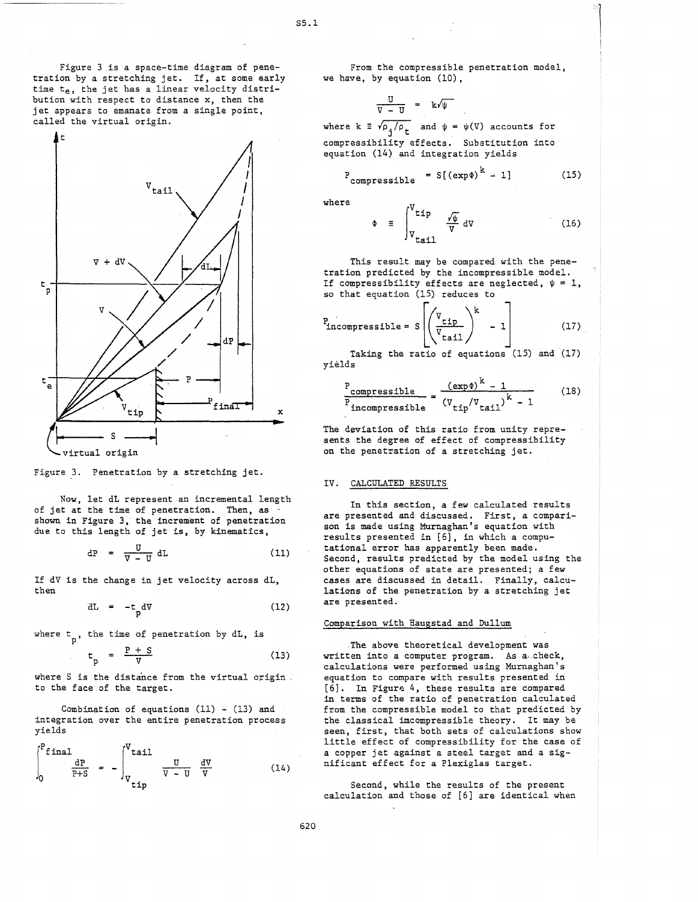Figure 3 is a space-time diagram of penetration by a stretching jet. If, at some early time $t_e$, the jet has a linear velocity distribution with respect to distance x, then the jet appears to emanate from a single point, called the virtual origin.

Figure 3. Penetration by a stretching jet.

Now, let dL represent an incremental length of jet at the time of penetration. Then, as shown in Figure 3, the increment of penetration due to this length of jet is, by kinematics,

$$dP = \frac{U}{V - U} dL \tag{11}$$

If dV is the change in jet velocity across dL, then

$$dL = -t_p dV \tag{12}$$

where $t_p$, the time of penetration by dL, is

$$t_p = \frac{P + S}{V} \tag{13}$$

where S is the distance from the virtual origin to the face of the target.

Combination of equations (11) - (13) and integration over the entire penetration process yields

$$\int_0^{P_{final}} \frac{dP}{P+S} = -\int_{V_{tip}}^{V_{tail}} \frac{U}{V - U} \frac{dV}{V} \tag{14}$$

From the compressible penetration model, we have, by equation (10),

$$\frac{U}{V - U} = k\sqrt{\psi}$$

where $k \equiv \sqrt{\rho_j/\rho_t}$ and $\psi = \psi(V)$ accounts for compressibility effects. Substitution into equation (14) and integration yields

$$P_{compressible} = S[(\exp\Phi)^k - 1] \tag{15}$$

where

$$\Phi \equiv \int_{V_{tail}}^{V_{tip}} \frac{\sqrt{\psi}}{V} dV \tag{16}$$

This result may be compared with the penetration predicted by the incompressible model. If compressibility effects are neglected, $\psi = 1$, so that equation (15) reduces to

$$P_{incompressible} = S\left[\left(\frac{V_{tip}}{V_{tail}}\right)^k - 1\right] \tag{17}$$

Taking the ratio of equations (15) and (17) yields

$$\frac{P_{compressible}}{P_{incompressible}} = \frac{(\exp\Phi)^k - 1}{(V_{tip}/V_{tail})^k - 1} \tag{18}$$

The deviation of this ratio from unity represents the degree of effect of compressibility on the penetration of a stretching jet.

## IV. CALCULATED RESULTS

In this section, a few calculated results are presented and discussed. First, a comparison is made using Murnaghan's equation with results presented in [6], in which a computational error has apparently been made. Second, results predicted by the model using the other equations of state are presented; a few cases are discussed in detail. Finally, calculations of the penetration by a stretching jet are presented.

### Comparison with Haugstad and Dullum

The above theoretical development was written into a computer program. As a check, calculations were performed using Murnaghan's equation to compare with results presented in [6]. In Figure 4, these results are compared in terms of the ratio of penetration calculated from the compressible model to that predicted by the classical incompressible theory. It may be seen, first, that both sets of calculations show little effect of compressibility for the case of a copper jet against a steel target and a significant effect for a Plexiglas target.

Second, while the results of the present calculation and those of [6] are identical when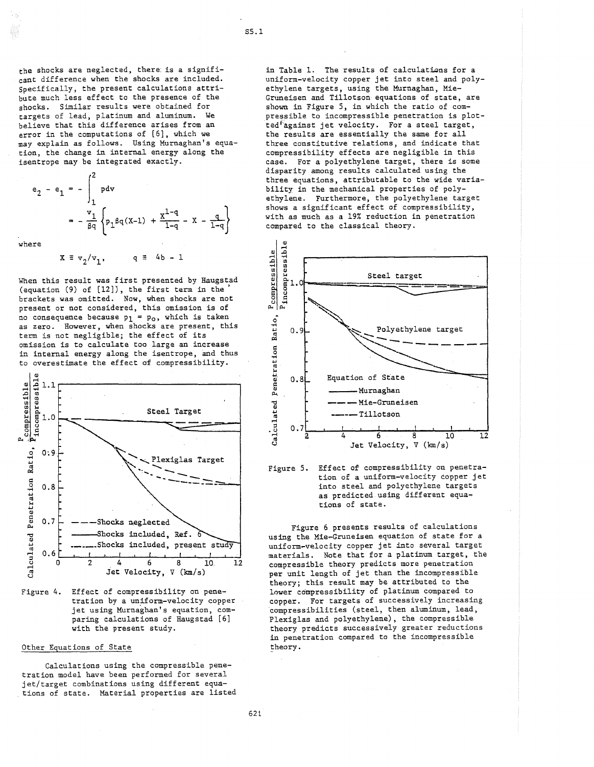the shocks are neglected, there is a significant difference when the shocks are included. Specifically, the present calculations attribute much less effect to the presence of the shocks. Similar results were obtained for targets of lead, platinum and aluminum. We believe that this difference arises from an error in the computations of [6], which we may explain as follows. Using Murnaghan's equation, the change in internal energy along the isentrope may be integrated exactly.

$$e_2 - e_1 = -\int_1^2 p dv$$

$$= -\frac{v_1}{\beta q}\left\{p_1 \beta q(X-1) + \frac{X^{1-q}}{1-q} - X - \frac{q}{1-q}\right\}$$

where

$$X \equiv v_2/v_1, \qquad q \equiv 4b - 1$$

When this result was first presented by Haugstad (equation (9) of [12]), the first term in the brackets was omitted. Now, when shocks are not present or not considered, this omission is of no consequence because $p_1 = p_0$, which is taken as zero. However, when shocks are present, this term is not negligible; the effect of its omission is to calculate too large an increase in internal energy along the isentrope, and thus to overestimate the effect of compressibility.

Figure 4. Effect of compressibility on penetration by a uniform-velocity copper jet using Murnaghan's equation, comparing calculations of Haugstad [6] with the present study.

## Other Equations of State

Calculations using the compressible penetration model have been performed for several jet/target combinations using different equations of state. Material properties are listed in Table 1. The results of calculations for a uniform-velocity copper jet into steel and polyethylene targets, using the Murnaghan, Mie-Gruneisen and Tillotson equations of state, are shown in Figure 5, in which the ratio of compressible to incompressible penetration is plotted against jet velocity. For a steel target, the results are essentially the same for all three constitutive relations, and indicate that compressibility effects are negligible in this case. For a polyethylene target, there is some disparity among results calculated using the three equations, attributable to the wide variability in the mechanical properties of polyethylene. Furthermore, the polyethylene target shows a significant effect of compressibility, with as much as a 19% reduction in penetration compared to the classical theory.

Figure 5. Effect of compressibility on penetration of a uniform-velocity copper jet into steel and polyethylene targets as predicted using different equations of state.

Figure 6 presents results of calculations using the Mie-Gruneisen equation of state for a uniform-velocity copper jet into several target materials. Note that for a platinum target, the compressible theory predicts more penetration per unit length of jet than the incompressible theory; this result may be attributed to the lower compressibility of platinum compared to copper. For targets of successively increasing compressibilities (steel, then aluminum, lead, Plexiglas and polyethylene), the compressible theory predicts successively greater reductions in penetration compared to the incompressible theory.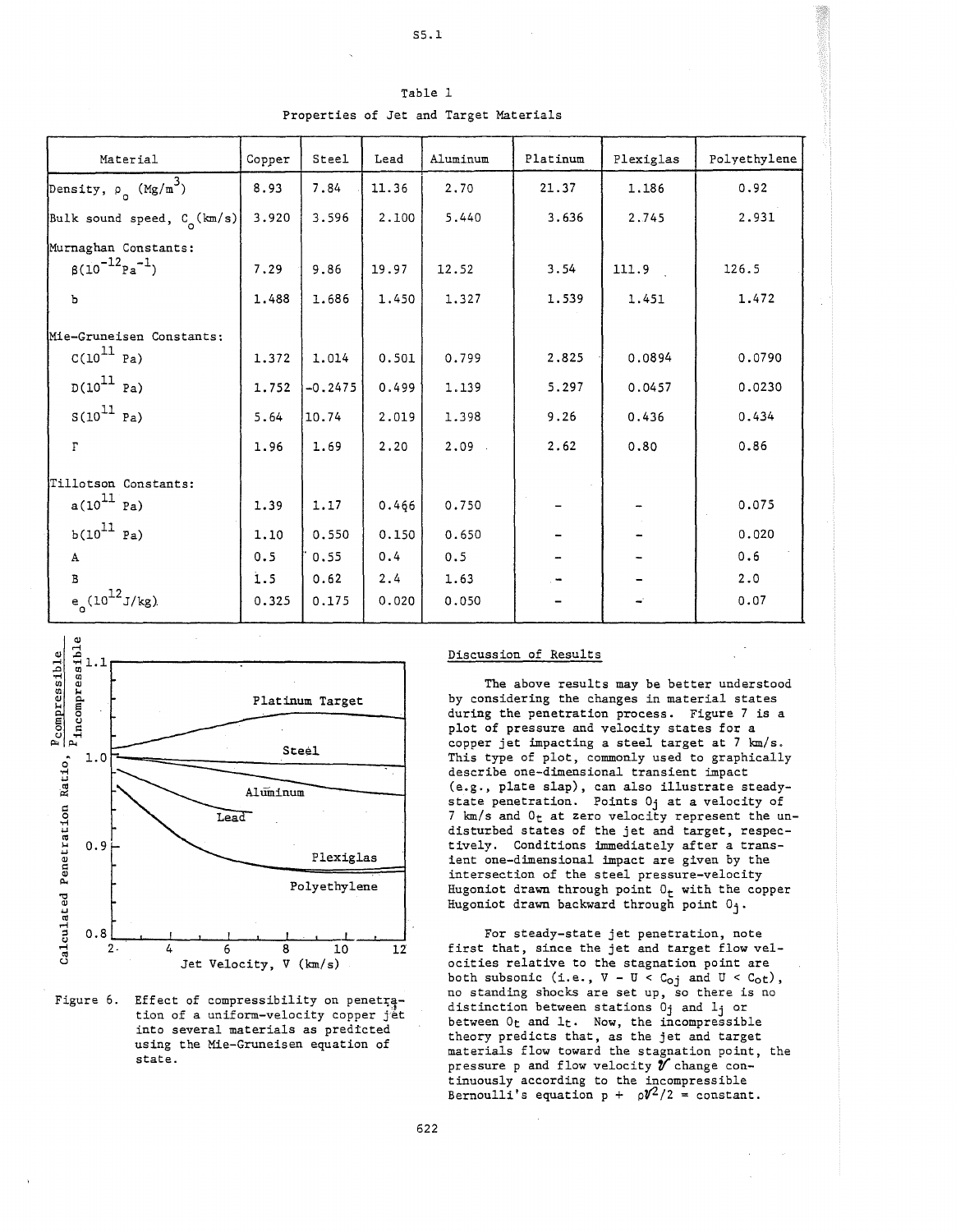Table 1

Properties of Jet and Target Materials

| Material | Copper | Steel | Lead | Aluminum | Platinum | Plexiglas | Polyethylene |
|---|---|---|---|---|---|---|---|
| Density, $\rho_o$ (Mg/m$^3$) | 8.93 | 7.84 | 11.36 | 2.70 | 21.37 | 1.186 | 0.92 |
| Bulk sound speed, $C_o$(km/s) | 3.920 | 3.596 | 2.100 | 5.440 | 3.636 | 2.745 | 2.931 |
| Murnaghan Constants: | | | | | | | |
| $\beta(10^{-12}Pa^{-1})$ | 7.29 | 9.86 | 19.97 | 12.52 | 3.54 | 111.9 | 126.5 |
| b | 1.488 | 1.686 | 1.450 | 1.327 | 1.539 | 1.451 | 1.472 |
| Mie-Gruneisen Constants: | | | | | | | |
| $C(10^{11}$ Pa) | 1.372 | 1.014 | 0.501 | 0.799 | 2.825 | 0.0894 | 0.0790 |
| $D(10^{11}$ Pa) | 1.752 | -0.2475 | 0.499 | 1.139 | 5.297 | 0.0457 | 0.0230 |
| $S(10^{11}$ Pa) | 5.64 | 10.74 | 2.019 | 1.398 | 9.26 | 0.436 | 0.434 |
| $\Gamma$ | 1.96 | 1.69 | 2.20 | 2.09 | 2.62 | 0.80 | 0.86 |
| Tillotson Constants: | | | | | | | |
| $a(10^{11}$ Pa) | 1.39 | 1.17 | 0.466 | 0.750 | - | - | 0.075 |
| $b(10^{11}$ Pa) | 1.10 | 0.550 | 0.150 | 0.650 | - | - | 0.020 |
| A | 0.5 | 0.55 | 0.4 | 0.5 | - | - | 0.6 |
| B | 1.5 | 0.62 | 2.4 | 1.63 | - | - | 2.0 |
| $e_o(10^{12}$J/kg) | 0.325 | 0.175 | 0.020 | 0.050 | - | - | 0.07 |

Figure 6. Effect of compressibility on penetration of a uniform-velocity copper jet into several materials as predicted using the Mie-Gruneisen equation of state.

## Discussion of Results

The above results may be better understood by considering the changes in material states during the penetration process. Figure 7 is a plot of pressure and velocity states for a copper jet impacting a steel target at 7 km/s. This type of plot, commonly used to graphically describe one-dimensional transient impact (e.g., plate slap), can also illustrate steady-state penetration. Points $0_j$ at a velocity of 7 km/s and $0_t$ at zero velocity represent the undisturbed states of the jet and target, respectively. Conditions immediately after a transient one-dimensional impact are given by the intersection of the steel pressure-velocity Hugoniot drawn through point $0_t$ with the copper Hugoniot drawn backward through point $0_j$.

For steady-state jet penetration, note first that, since the jet and target flow velocities relative to the stagnation point are both subsonic (i.e., $V - U < C_{oj}$ and $U < C_{ot}$), no standing shocks are set up, so there is no distinction between stations $0_j$ and $1_j$ or between $0_t$ and $1_t$. Now, the incompressible theory predicts that, as the jet and target materials flow toward the stagnation point, the pressure p and flow velocity $\mathcal{V}$ change continuously according to the incompressible Bernoulli's equation $p + \rho\mathcal{V}^2/2$ = constant.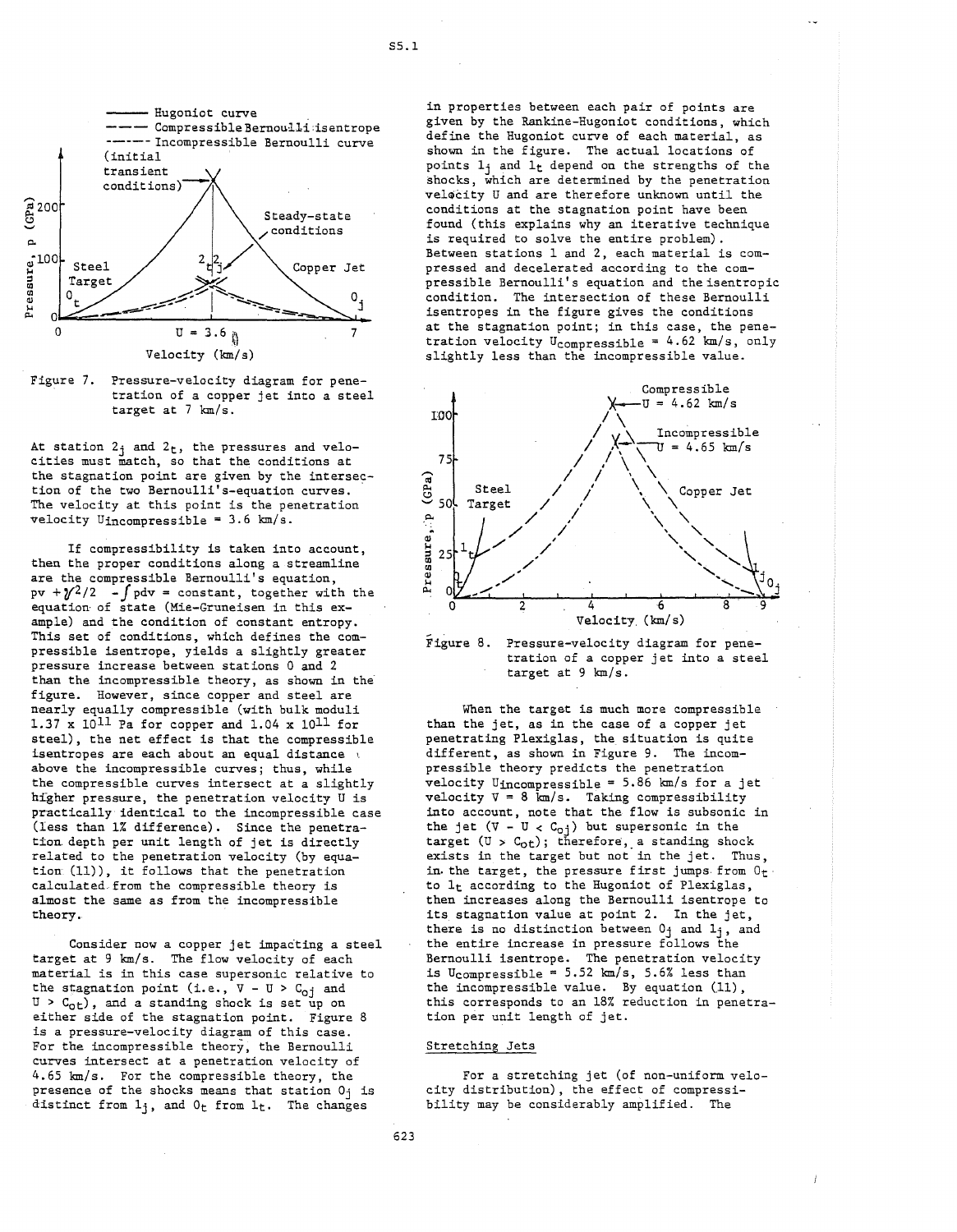Figure 7. Pressure-velocity diagram for penetration of a copper jet into a steel target at 7 km/s.

At station $2_j$ and $2_t$, the pressures and velocities must match, so that the conditions at the stagnation point are given by the intersection of the two Bernoulli's-equation curves. The velocity at this point is the penetration velocity $U_{incompressible}$ = 3.6 km/s.

If compressibility is taken into account, then the proper conditions along a streamline are the compressible Bernoulli's equation, $pv + \gamma^2/2 - \int p dv$ = constant, together with the equation of state (Mie-Gruneisen in this example) and the condition of constant entropy. This set of conditions, which defines the compressible isentrope, yields a slightly greater pressure increase between stations 0 and 2 than the incompressible theory, as shown in the figure. However, since copper and steel are nearly equally compressible (with bulk moduli $1.37 \times 10^{11}$ Pa for copper and $1.04 \times 10^{11}$ for steel), the net effect is that the compressible isentropes are each about an equal distance above the incompressible curves; thus, while the compressible curves intersect at a slightly higher pressure, the penetration velocity U is practically identical to the incompressible case (less than 1% difference). Since the penetration depth per unit length of jet is directly related to the penetration velocity (by equation (11)), it follows that the penetration calculated from the compressible theory is almost the same as from the incompressible theory.

Consider now a copper jet impacting a steel target at 9 km/s. The flow velocity of each material is in this case supersonic relative to the stagnation point (i.e., $V - U > C_{oj}$ and $U > C_{ot}$), and a standing shock is set up on either side of the stagnation point. Figure 8 is a pressure-velocity diagram of this case. For the incompressible theory, the Bernoulli curves intersect at a penetration velocity of 4.65 km/s. For the compressible theory, the presence of the shocks means that station $0_j$ is distinct from $1_j$, and $0_t$ from $1_t$. The changes in properties between each pair of points are given by the Rankine-Hugoniot conditions, which define the Hugoniot curve of each material, as shown in the figure. The actual locations of points $1_j$ and $1_t$ depend on the strengths of the shocks, which are determined by the penetration velocity U and are therefore unknown until the conditions at the stagnation point have been found (this explains why an iterative technique is required to solve the entire problem). Between stations 1 and 2, each material is compressed and decelerated according to the compressible Bernoulli's equation and the isentropic condition. The intersection of these Bernoulli isentropes in the figure gives the conditions at the stagnation point; in this case, the penetration velocity $U_{compressible}$ = 4.62 km/s, only slightly less than the incompressible value.

Figure 8. Pressure-velocity diagram for penetration of a copper jet into a steel target at 9 km/s.

When the target is much more compressible than the jet, as in the case of a copper jet penetrating Plexiglas, the situation is quite different, as shown in Figure 9. The incompressible theory predicts the penetration velocity $U_{incompressible}$ = 5.86 km/s for a jet velocity V = 8 km/s. Taking compressibility into account, note that the flow is subsonic in the jet ($V - U < C_{oj}$) but supersonic in the target ($U > C_{ot}$); therefore, a standing shock exists in the target but not in the jet. Thus, in the target, the pressure first jumps from $0_t$ to $1_t$ according to the Hugoniot of Plexiglas, then increases along the Bernoulli isentrope to its stagnation value at point 2. In the jet, there is no distinction between $0_j$ and $1_j$, and the entire increase in pressure follows the Bernoulli isentrope. The penetration velocity is $U_{compressible}$ = 5.52 km/s, 5.6% less than the incompressible value. By equation (11), this corresponds to an 18% reduction in penetration per unit length of jet.

## Stretching Jets

For a stretching jet (of non-uniform velocity distribution), the effect of compressibility may be considerably amplified. The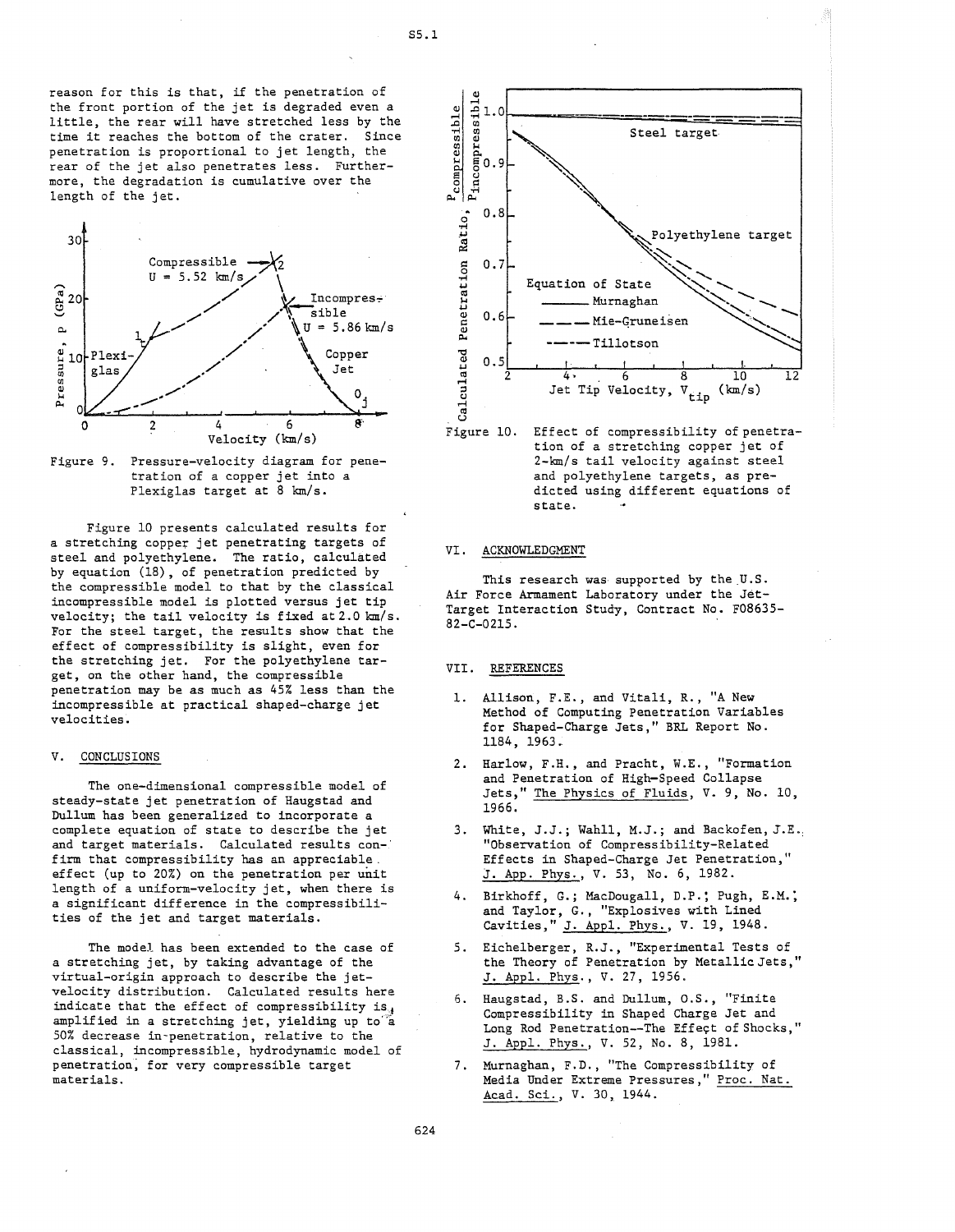reason for this is that, if the penetration of the front portion of the jet is degraded even a little, the rear will have stretched less by the time it reaches the bottom of the crater. Since penetration is proportional to jet length, the rear of the jet also penetrates less. Furthermore, the degradation is cumulative over the length of the jet.

Figure 9. Pressure-velocity diagram for penetration of a copper jet into a Plexiglas target at 8 km/s.

Figure 10 presents calculated results for a stretching copper jet penetrating targets of steel and polyethylene. The ratio, calculated by equation (18), of penetration predicted by the compressible model to that by the classical incompressible model is plotted versus jet tip velocity; the tail velocity is fixed at 2.0 km/s. For the steel target, the results show that the effect of compressibility is slight, even for the stretching jet. For the polyethylene target, on the other hand, the compressible penetration may be as much as 45% less than the incompressible at practical shaped-charge jet velocities.

## V. CONCLUSIONS

The one-dimensional compressible model of steady-state jet penetration of Haugstad and Dullum has been generalized to incorporate a complete equation of state to describe the jet and target materials. Calculated results confirm that compressibility has an appreciable effect (up to 20%) on the penetration per unit length of a uniform-velocity jet, when there is a significant difference in the compressibilities of the jet and target materials.

The model has been extended to the case of a stretching jet, by taking advantage of the virtual-origin approach to describe the jet-velocity distribution. Calculated results here indicate that the effect of compressibility is amplified in a stretching jet, yielding up to a 50% decrease in penetration, relative to the classical, incompressible, hydrodynamic model of penetration, for very compressible target materials.

Figure 10. Effect of compressibility of penetration of a stretching copper jet of 2-km/s tail velocity against steel and polyethylene targets, as predicted using different equations of state.

## VI. ACKNOWLEDGMENT

This research was supported by the U.S. Air Force Armament Laboratory under the Jet-Target Interaction Study, Contract No. F08635-82-C-0215.

## VII. REFERENCES

1. Allison, F.E., and Vitali, R., "A New Method of Computing Penetration Variables for Shaped-Charge Jets," BRL Report No. 1184, 1963.
2. Harlow, F.H., and Pracht, W.E., "Formation and Penetration of High-Speed Collapse Jets," The Physics of Fluids, V. 9, No. 10, 1966.
3. White, J.J.; Wahll, M.J.; and Backofen, J.E., "Observation of Compressibility-Related Effects in Shaped-Charge Jet Penetration," J. App. Phys., V. 53, No. 6, 1982.
4. Birkhoff, G.; MacDougall, D.P.; Pugh, E.M.; and Taylor, G., "Explosives with Lined Cavities," J. Appl. Phys., V. 19, 1948.
5. Eichelberger, R.J., "Experimental Tests of the Theory of Penetration by Metallic Jets," J. Appl. Phys., V. 27, 1956.
6. Haugstad, B.S. and Dullum, O.S., "Finite Compressibility in Shaped Charge Jet and Long Rod Penetration--The Effect of Shocks," J. Appl. Phys., V. 52, No. 8, 1981.
7. Murnaghan, F.D., "The Compressibility of Media Under Extreme Pressures," Proc. Nat. Acad. Sci., V. 30, 1944.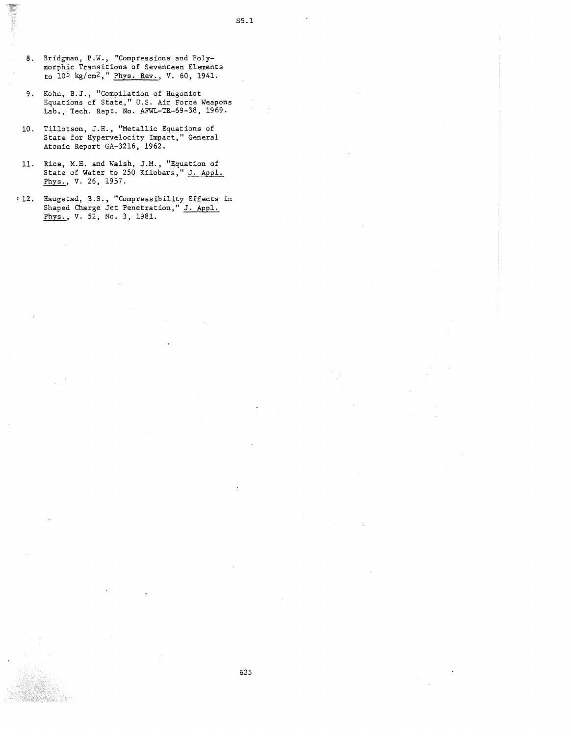8. Bridgman, P.W., "Compressions and Polymorphic Transitions of Seventeen Elements to $10^5$ kg/cm$^2$," Phys. Rev., V. 60, 1941.

9. Kohn, B.J., "Compilation of Hugoniot Equations of State," U.S. Air Force Weapons Lab., Tech. Rept. No. AFWL-TR-69-38, 1969.

10. Tillotson, J.H., "Metallic Equations of State for Hypervelocity Impact," General Atomic Report GA-3216, 1962.

11. Rice, M.H. and Walsh, J.M., "Equation of State of Water to 250 Kilobars," J. Appl. Phys., V. 26, 1957.

12. Haugstad, B.S., "Compressibility Effects in Shaped Charge Jet Penetration," J. Appl. Phys., V. 52, No. 3, 1981.